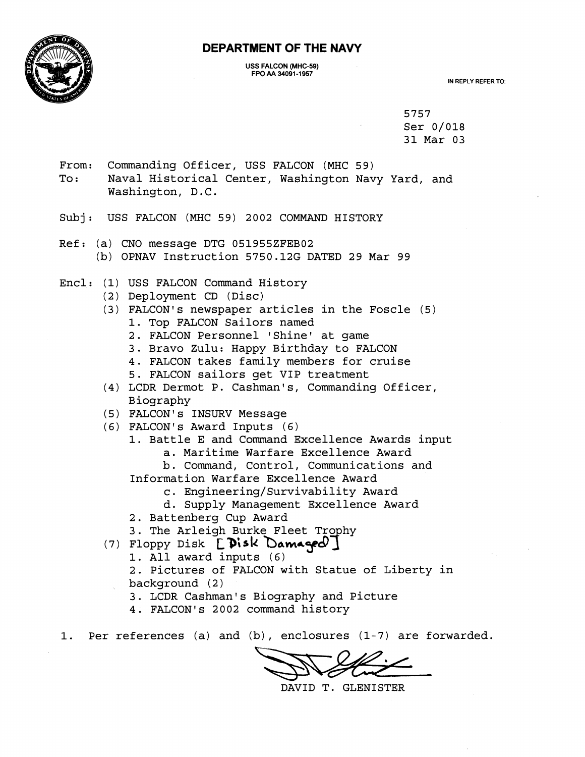# DEPARTMENT OF THE NAVY

USS FALCON (MHC-59)
FPO AA 34091-1957

IN REPLY REFER TO:

5757
Ser 0/018
31 Mar 03

From: Commanding Officer, USS FALCON (MHC 59)
To: Naval Historical Center, Washington Navy Yard, and Washington, D.C.

Subj: USS FALCON (MHC 59) 2002 COMMAND HISTORY

Ref: (a) CNO message DTG 051955ZFEB02
(b) OPNAV Instruction 5750.12G DATED 29 Mar 99

Encl: (1) USS FALCON Command History
(2) Deployment CD (Disc)
(3) FALCON's newspaper articles in the Foscle (5)
  1. Top FALCON Sailors named
  2. FALCON Personnel 'Shine' at game
  3. Bravo Zulu: Happy Birthday to FALCON
  4. FALCON takes family members for cruise
  5. FALCON sailors get VIP treatment
(4) LCDR Dermot P. Cashman's, Commanding Officer, Biography
(5) FALCON'S INSURV Message
(6) FALCON's Award Inputs (6)
  1. Battle E and Command Excellence Awards input
    a. Maritime Warfare Excellence Award
    b. Command, Control, Communications and Information Warfare Excellence Award
    c. Engineering/Survivability Award
    d. Supply Management Excellence Award
  2. Battenberg Cup Award
  3. The Arleigh Burke Fleet Trophy
(7) Floppy Disk [Disk Damaged]
  1. All award inputs (6)
  2. Pictures of FALCON with Statue of Liberty in background (2)
  3. LCDR Cashman's Biography and Picture
  4. FALCON's 2002 command history

1. Per references (a) and (b), enclosures (1-7) are forwarded.

DAVID T. GLENISTER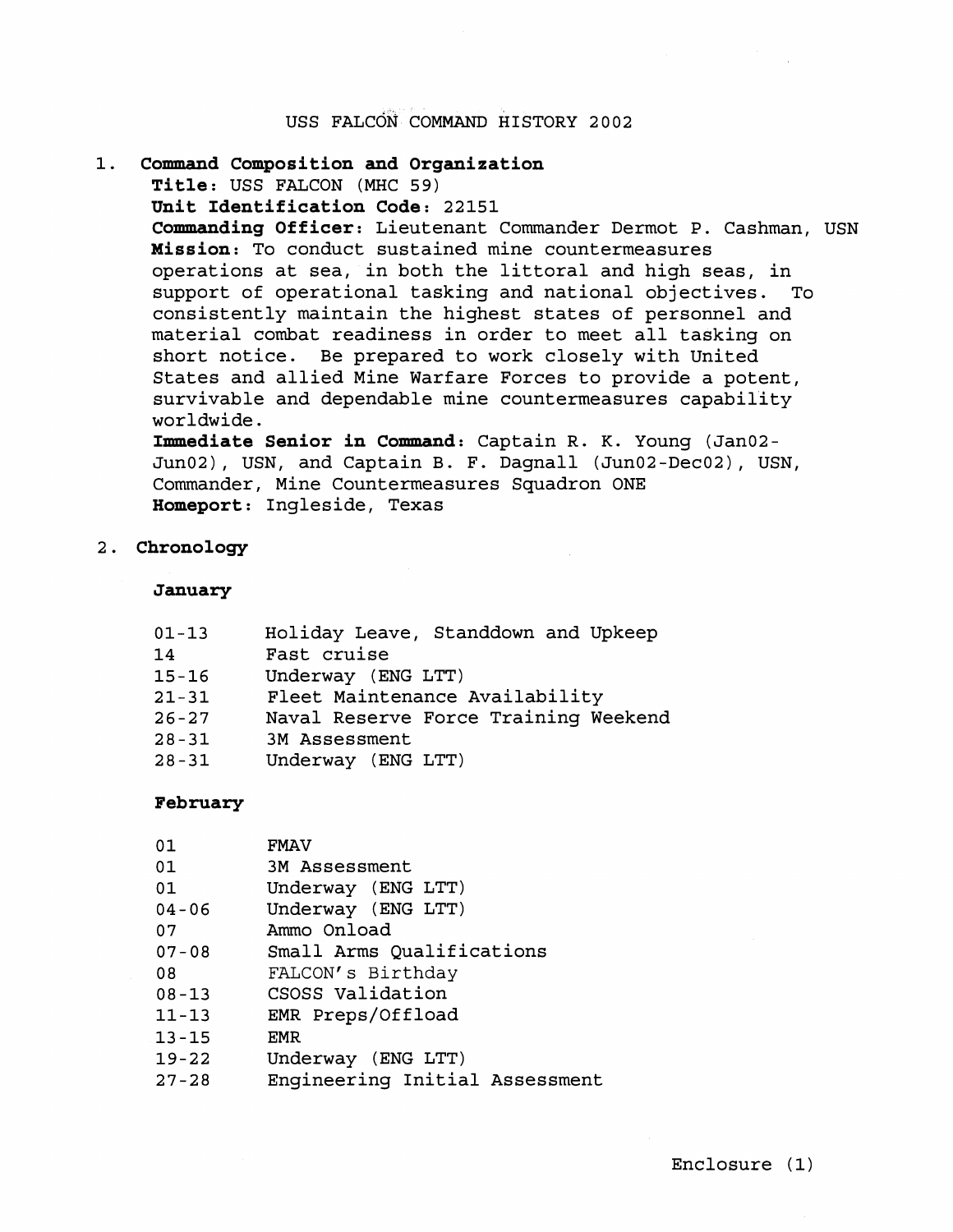# USS FALCON COMMAND HISTORY 2002

## 1. Command Composition and Organization

**Title**: USS FALCON (MHC 59)
**Unit Identification Code**: 22151
**Commanding Officer**: Lieutenant Commander Dermot P. Cashman, USN
**Mission**: To conduct sustained mine countermeasures operations at sea, in both the littoral and high seas, in support of operational tasking and national objectives. To consistently maintain the highest states of personnel and material combat readiness in order to meet all tasking on short notice. Be prepared to work closely with United States and allied Mine Warfare Forces to provide a potent, survivable and dependable mine countermeasures capability worldwide.
**Immediate Senior in Command**: Captain R. K. Young (Jan02-Jun02), USN, and Captain B. F. Dagnall (Jun02-Dec02), USN, Commander, Mine Countermeasures Squadron ONE
**Homeport**: Ingleside, Texas

## 2. Chronology

### January

| | |
|---|---|
| 01-13 | Holiday Leave, Standdown and Upkeep |
| 14 | Fast cruise |
| 15-16 | Underway (ENG LTT) |
| 21-31 | Fleet Maintenance Availability |
| 26-27 | Naval Reserve Force Training Weekend |
| 28-31 | 3M Assessment |
| 28-31 | Underway (ENG LTT) |

### February

| | |
|---|---|
| 01 | FMAV |
| 01 | 3M Assessment |
| 01 | Underway (ENG LTT) |
| 04-06 | Underway (ENG LTT) |
| 07 | Ammo Onload |
| 07-08 | Small Arms Qualifications |
| 08 | FALCON's Birthday |
| 08-13 | CSOSS Validation |
| 11-13 | EMR Preps/Offload |
| 13-15 | EMR |
| 19-22 | Underway (ENG LTT) |
| 27-28 | Engineering Initial Assessment |

Enclosure (1)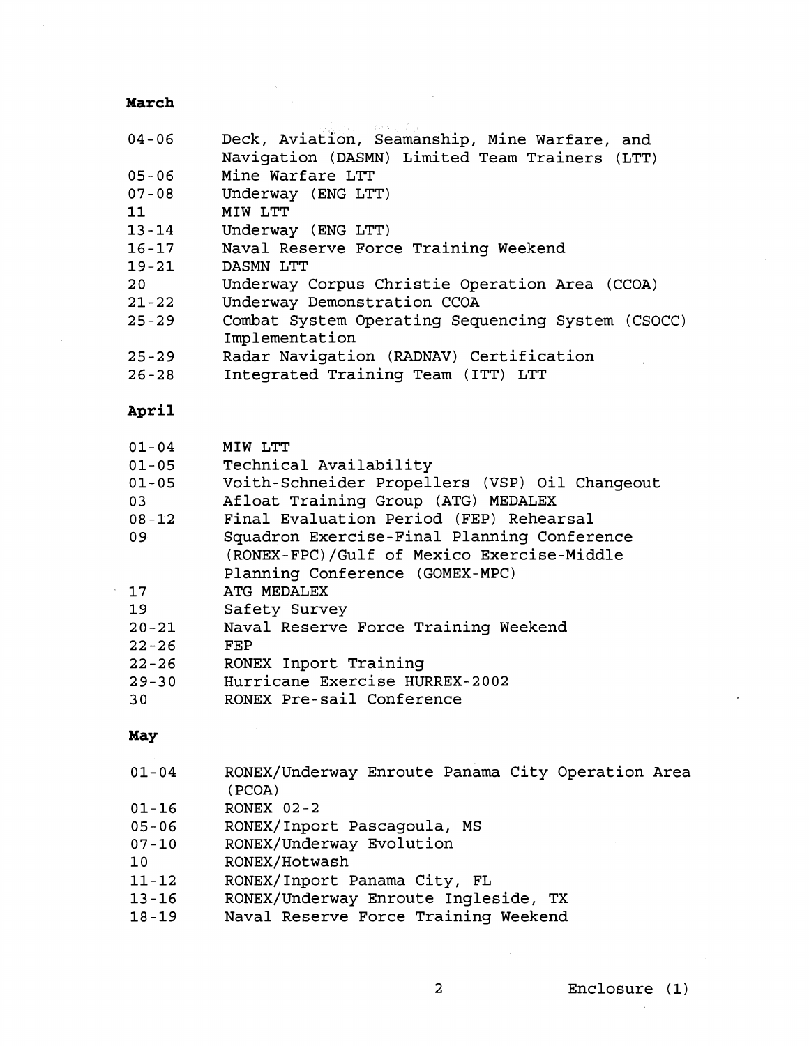**March**

| | |
|---|---|
| 04-06 | Deck, Aviation, Seamanship, Mine Warfare, and Navigation (DASMN) Limited Team Trainers (LTT) |
| 05-06 | Mine Warfare LTT |
| 07-08 | Underway (ENG LTT) |
| 11 | MIW LTT |
| 13-14 | Underway (ENG LTT) |
| 16-17 | Naval Reserve Force Training Weekend |
| 19-21 | DASMN LTT |
| 20 | Underway Corpus Christie Operation Area (CCOA) |
| 21-22 | Underway Demonstration CCOA |
| 25-29 | Combat System Operating Sequencing System (CSOCC) Implementation |
| 25-29 | Radar Navigation (RADNAV) Certification |
| 26-28 | Integrated Training Team (ITT) LTT |

**April**

| | |
|---|---|
| 01-04 | MIW LTT |
| 01-05 | Technical Availability |
| 01-05 | Voith-Schneider Propellers (VSP) Oil Changeout |
| 03 | Afloat Training Group (ATG) MEDALEX |
| 08-12 | Final Evaluation Period (FEP) Rehearsal |
| 09 | Squadron Exercise-Final Planning Conference (RONEX-FPC)/Gulf of Mexico Exercise-Middle Planning Conference (GOMEX-MPC) |
| 17 | ATG MEDALEX |
| 19 | Safety Survey |
| 20-21 | Naval Reserve Force Training Weekend |
| 22-26 | FEP |
| 22-26 | RONEX Inport Training |
| 29-30 | Hurricane Exercise HURREX-2002 |
| 30 | RONEX Pre-sail Conference |

**May**

| | |
|---|---|
| 01-04 | RONEX/Underway Enroute Panama City Operation Area (PCOA) |
| 01-16 | RONEX 02-2 |
| 05-06 | RONEX/Inport Pascagoula, MS |
| 07-10 | RONEX/Underway Evolution |
| 10 | RONEX/Hotwash |
| 11-12 | RONEX/Inport Panama City, FL |
| 13-16 | RONEX/Underway Enroute Ingleside, TX |
| 18-19 | Naval Reserve Force Training Weekend |

Enclosure (1)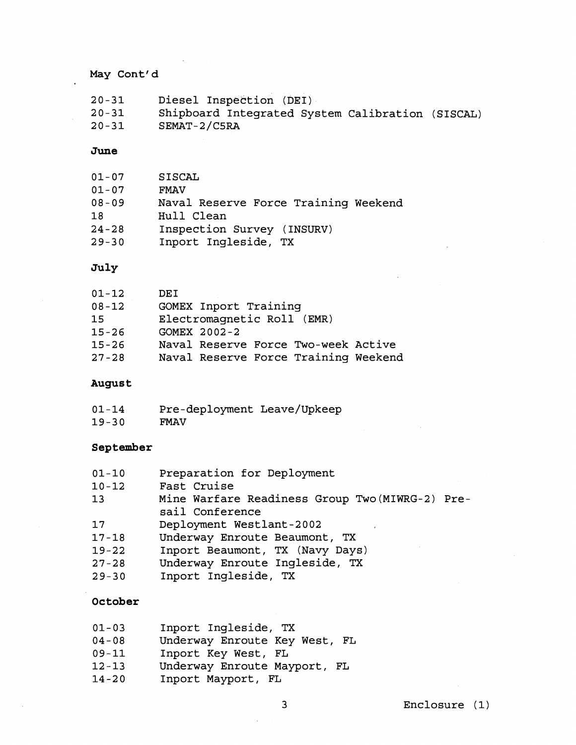May Cont'd

| | |
|---|---|
| 20-31 | Diesel Inspection (DEI) |
| 20-31 | Shipboard Integrated System Calibration (SISCAL) |
| 20-31 | SEMAT-2/C5RA |

**June**

| | |
|---|---|
| 01-07 | SISCAL |
| 01-07 | FMAV |
| 08-09 | Naval Reserve Force Training Weekend |
| 18 | Hull Clean |
| 24-28 | Inspection Survey (INSURV) |
| 29-30 | Inport Ingleside, TX |

**July**

| | |
|---|---|
| 01-12 | DEI |
| 08-12 | GOMEX Inport Training |
| 15 | Electromagnetic Roll (EMR) |
| 15-26 | GOMEX 2002-2 |
| 15-26 | Naval Reserve Force Two-week Active |
| 27-28 | Naval Reserve Force Training Weekend |

**August**

| | |
|---|---|
| 01-14 | Pre-deployment Leave/Upkeep |
| 19-30 | FMAV |

**September**

| | |
|---|---|
| 01-10 | Preparation for Deployment |
| 10-12 | Fast Cruise |
| 13 | Mine Warfare Readiness Group Two(MIWRG-2) Pre-sail Conference |
| 17 | Deployment Westlant-2002 |
| 17-18 | Underway Enroute Beaumont, TX |
| 19-22 | Inport Beaumont, TX (Navy Days) |
| 27-28 | Underway Enroute Ingleside, TX |
| 29-30 | Inport Ingleside, TX |

**October**

| | |
|---|---|
| 01-03 | Inport Ingleside, TX |
| 04-08 | Underway Enroute Key West, FL |
| 09-11 | Inport Key West, FL |
| 12-13 | Underway Enroute Mayport, FL |
| 14-20 | Inport Mayport, FL |

Enclosure (1)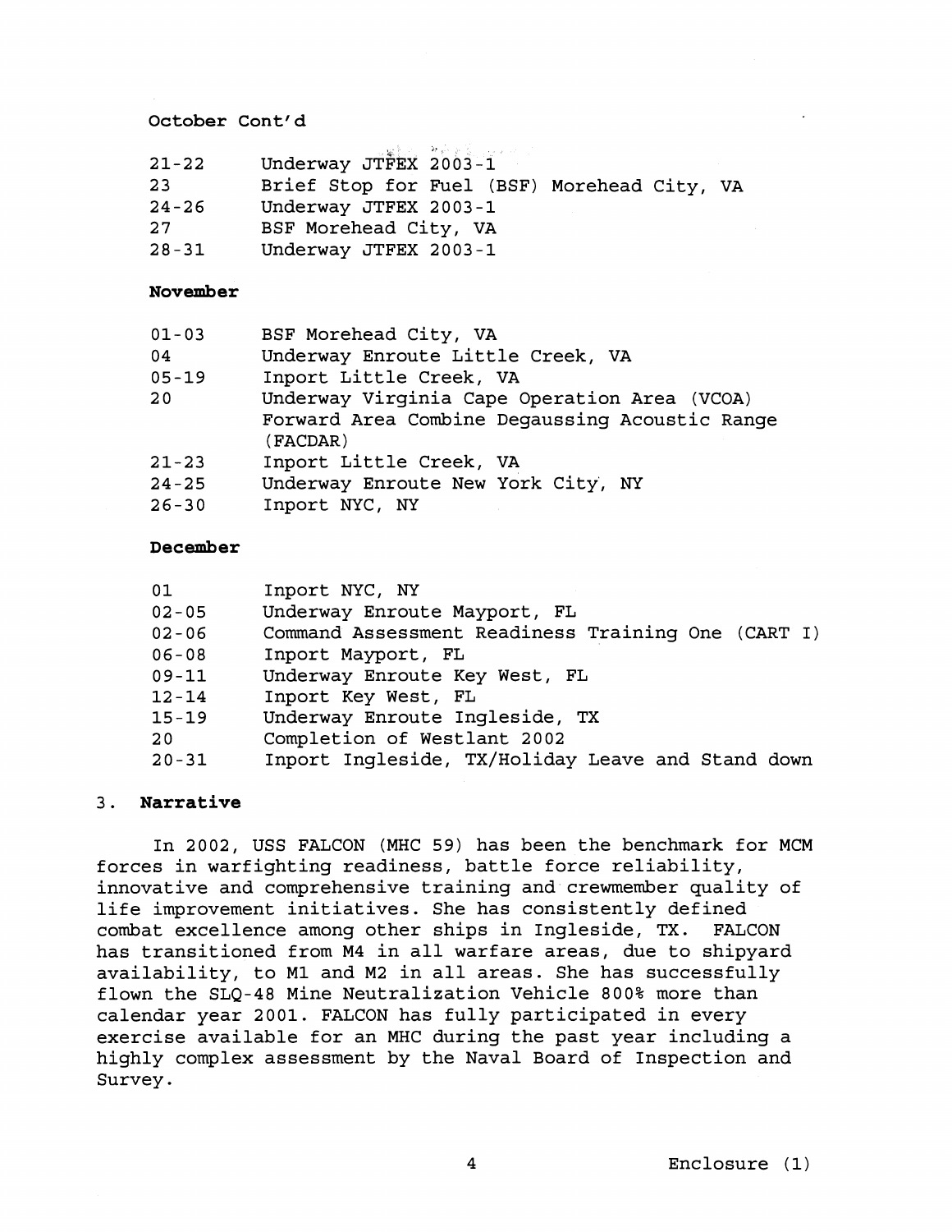**October Cont'd**

| | |
|---|---|
| 21-22 | Underway JTFEX 2003-1 |
| 23 | Brief Stop for Fuel (BSF) Morehead City, VA |
| 24-26 | Underway JTFEX 2003-1 |
| 27 | BSF Morehead City, VA |
| 28-31 | Underway JTFEX 2003-1 |

**November**

| | |
|---|---|
| 01-03 | BSF Morehead City, VA |
| 04 | Underway Enroute Little Creek, VA |
| 05-19 | Inport Little Creek, VA |
| 20 | Underway Virginia Cape Operation Area (VCOA) Forward Area Combine Degaussing Acoustic Range (FACDAR) |
| 21-23 | Inport Little Creek, VA |
| 24-25 | Underway Enroute New York City, NY |
| 26-30 | Inport NYC, NY |

**December**

| | |
|---|---|
| 01 | Inport NYC, NY |
| 02-05 | Underway Enroute Mayport, FL |
| 02-06 | Command Assessment Readiness Training One (CART I) |
| 06-08 | Inport Mayport, FL |
| 09-11 | Underway Enroute Key West, FL |
| 12-14 | Inport Key West, FL |
| 15-19 | Underway Enroute Ingleside, TX |
| 20 | Completion of Westlant 2002 |
| 20-31 | Inport Ingleside, TX/Holiday Leave and Stand down |

3. **Narrative**

In 2002, USS FALCON (MHC 59) has been the benchmark for MCM forces in warfighting readiness, battle force reliability, innovative and comprehensive training and crewmember quality of life improvement initiatives. She has consistently defined combat excellence among other ships in Ingleside, TX. FALCON has transitioned from M4 in all warfare areas, due to shipyard availability, to M1 and M2 in all areas. She has successfully flown the SLQ-48 Mine Neutralization Vehicle 800% more than calendar year 2001. FALCON has fully participated in every exercise available for an MHC during the past year including a highly complex assessment by the Naval Board of Inspection and Survey.

Enclosure (1)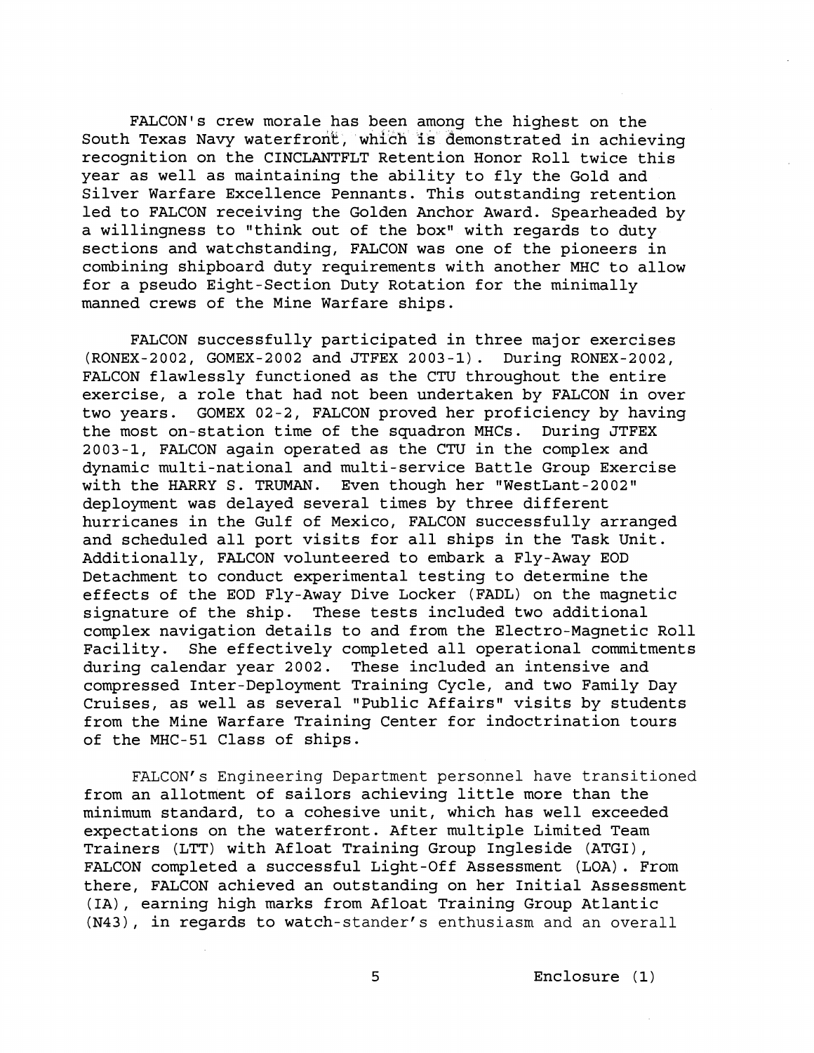FALCON's crew morale has been among the highest on the South Texas Navy waterfront, which is demonstrated in achieving recognition on the CINCLANTFLT Retention Honor Roll twice this year as well as maintaining the ability to fly the Gold and Silver Warfare Excellence Pennants. This outstanding retention led to FALCON receiving the Golden Anchor Award. Spearheaded by a willingness to "think out of the box" with regards to duty sections and watchstanding, FALCON was one of the pioneers in combining shipboard duty requirements with another MHC to allow for a pseudo Eight-Section Duty Rotation for the minimally manned crews of the Mine Warfare ships.

FALCON successfully participated in three major exercises (RONEX-2002, GOMEX-2002 and JTFEX 2003-1). During RONEX-2002, FALCON flawlessly functioned as the CTU throughout the entire exercise, a role that had not been undertaken by FALCON in over two years. GOMEX 02-2, FALCON proved her proficiency by having the most on-station time of the squadron MHCs. During JTFEX 2003-1, FALCON again operated as the CTU in the complex and dynamic multi-national and multi-service Battle Group Exercise with the HARRY S. TRUMAN. Even though her "WestLant-2002" deployment was delayed several times by three different hurricanes in the Gulf of Mexico, FALCON successfully arranged and scheduled all port visits for all ships in the Task Unit. Additionally, FALCON volunteered to embark a Fly-Away EOD Detachment to conduct experimental testing to determine the effects of the EOD Fly-Away Dive Locker (FADL) on the magnetic signature of the ship. These tests included two additional complex navigation details to and from the Electro-Magnetic Roll Facility. She effectively completed all operational commitments during calendar year 2002. These included an intensive and compressed Inter-Deployment Training Cycle, and two Family Day Cruises, as well as several "Public Affairs" visits by students from the Mine Warfare Training Center for indoctrination tours of the MHC-51 Class of ships.

FALCON's Engineering Department personnel have transitioned from an allotment of sailors achieving little more than the minimum standard, to a cohesive unit, which has well exceeded expectations on the waterfront. After multiple Limited Team Trainers (LTT) with Afloat Training Group Ingleside (ATGI), FALCON completed a successful Light-Off Assessment (LOA). From there, FALCON achieved an outstanding on her Initial Assessment (IA), earning high marks from Afloat Training Group Atlantic (N43), in regards to watch-stander's enthusiasm and an overall

Enclosure (1)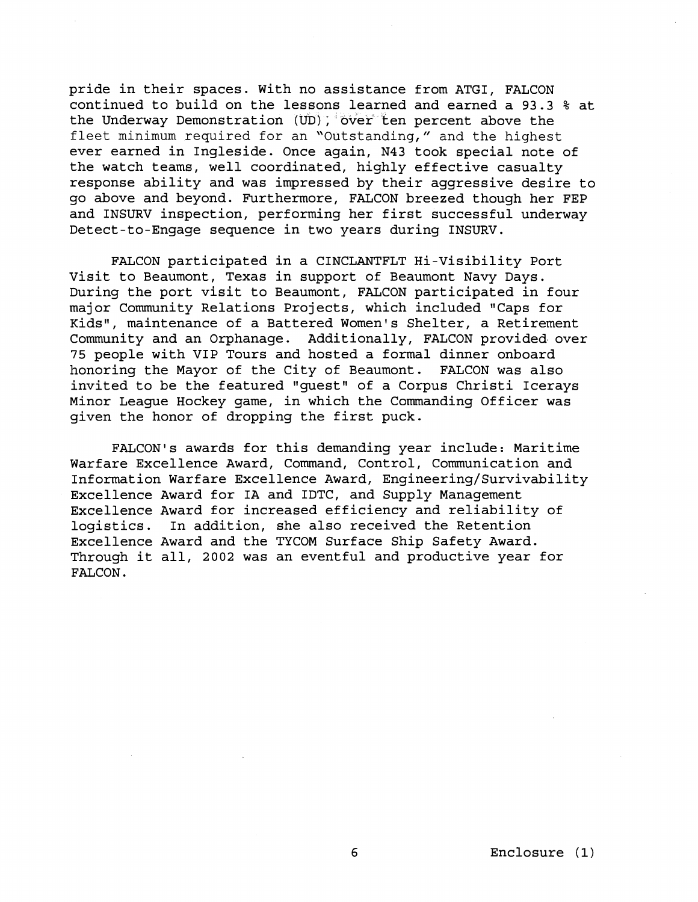pride in their spaces. With no assistance from ATGI, FALCON continued to build on the lessons learned and earned a 93.3 % at the Underway Demonstration (UD), over ten percent above the fleet minimum required for an "Outstanding," and the highest ever earned in Ingleside. Once again, N43 took special note of the watch teams, well coordinated, highly effective casualty response ability and was impressed by their aggressive desire to go above and beyond. Furthermore, FALCON breezed though her FEP and INSURV inspection, performing her first successful underway Detect-to-Engage sequence in two years during INSURV.

FALCON participated in a CINCLANTFLT Hi-Visibility Port Visit to Beaumont, Texas in support of Beaumont Navy Days. During the port visit to Beaumont, FALCON participated in four major Community Relations Projects, which included "Caps for Kids", maintenance of a Battered Women's Shelter, a Retirement Community and an Orphanage. Additionally, FALCON provided over 75 people with VIP Tours and hosted a formal dinner onboard honoring the Mayor of the City of Beaumont. FALCON was also invited to be the featured "guest" of a Corpus Christi Icerays Minor League Hockey game, in which the Commanding Officer was given the honor of dropping the first puck.

FALCON's awards for this demanding year include: Maritime Warfare Excellence Award, Command, Control, Communication and Information Warfare Excellence Award, Engineering/Survivability Excellence Award for IA and IDTC, and Supply Management Excellence Award for increased efficiency and reliability of logistics. In addition, she also received the Retention Excellence Award and the TYCOM Surface Ship Safety Award. Through it all, 2002 was an eventful and productive year for FALCON.

Enclosure (1)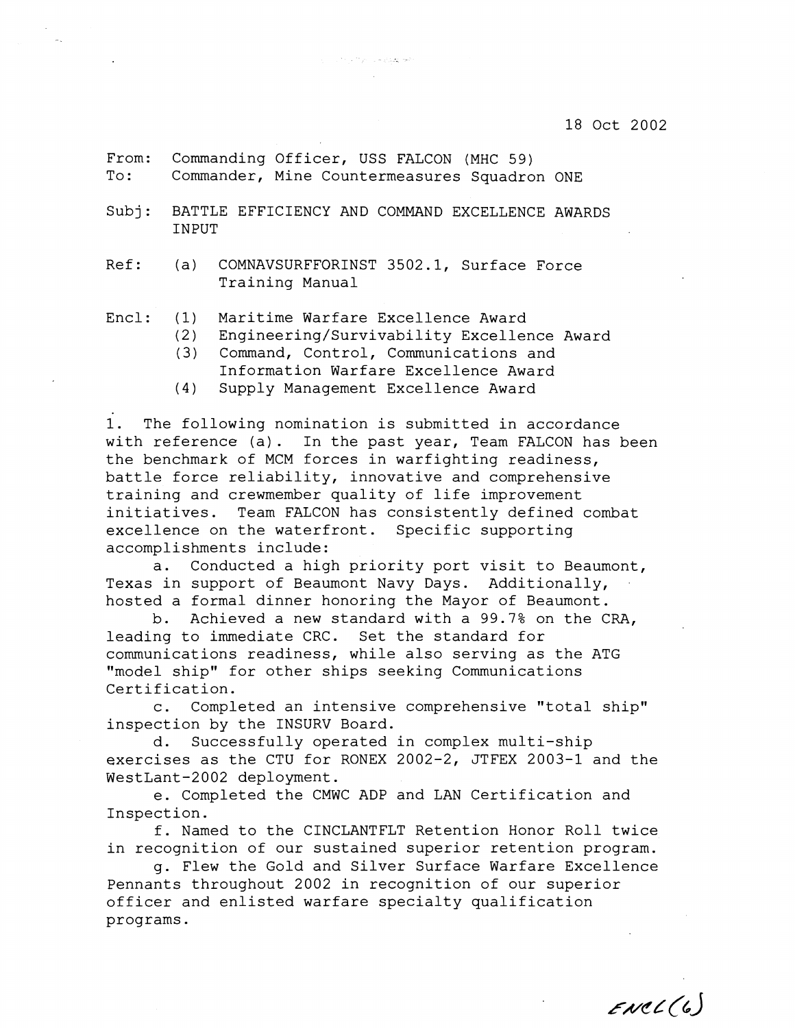18 Oct 2002

From: Commanding Officer, USS FALCON (MHC 59)
To: Commander, Mine Countermeasures Squadron ONE

Subj: BATTLE EFFICIENCY AND COMMAND EXCELLENCE AWARDS INPUT

Ref: (a) COMNAVSURFFORINST 3502.1, Surface Force Training Manual

Encl: (1) Maritime Warfare Excellence Award
(2) Engineering/Survivability Excellence Award
(3) Command, Control, Communications and Information Warfare Excellence Award
(4) Supply Management Excellence Award

1. The following nomination is submitted in accordance with reference (a). In the past year, Team FALCON has been the benchmark of MCM forces in warfighting readiness, battle force reliability, innovative and comprehensive training and crewmember quality of life improvement initiatives. Team FALCON has consistently defined combat excellence on the waterfront. Specific supporting accomplishments include:

a. Conducted a high priority port visit to Beaumont, Texas in support of Beaumont Navy Days. Additionally, hosted a formal dinner honoring the Mayor of Beaumont.

b. Achieved a new standard with a 99.7% on the CRA, leading to immediate CRC. Set the standard for communications readiness, while also serving as the ATG "model ship" for other ships seeking Communications Certification.

c. Completed an intensive comprehensive "total ship" inspection by the INSURV Board.

d. Successfully operated in complex multi-ship exercises as the CTU for RONEX 2002-2, JTFEX 2003-1 and the WestLant-2002 deployment.

e. Completed the CMWC ADP and LAN Certification and Inspection.

f. Named to the CINCLANTFLT Retention Honor Roll twice in recognition of our sustained superior retention program.

g. Flew the Gold and Silver Surface Warfare Excellence Pennants throughout 2002 in recognition of our superior officer and enlisted warfare specialty qualification programs.

ENCL (6)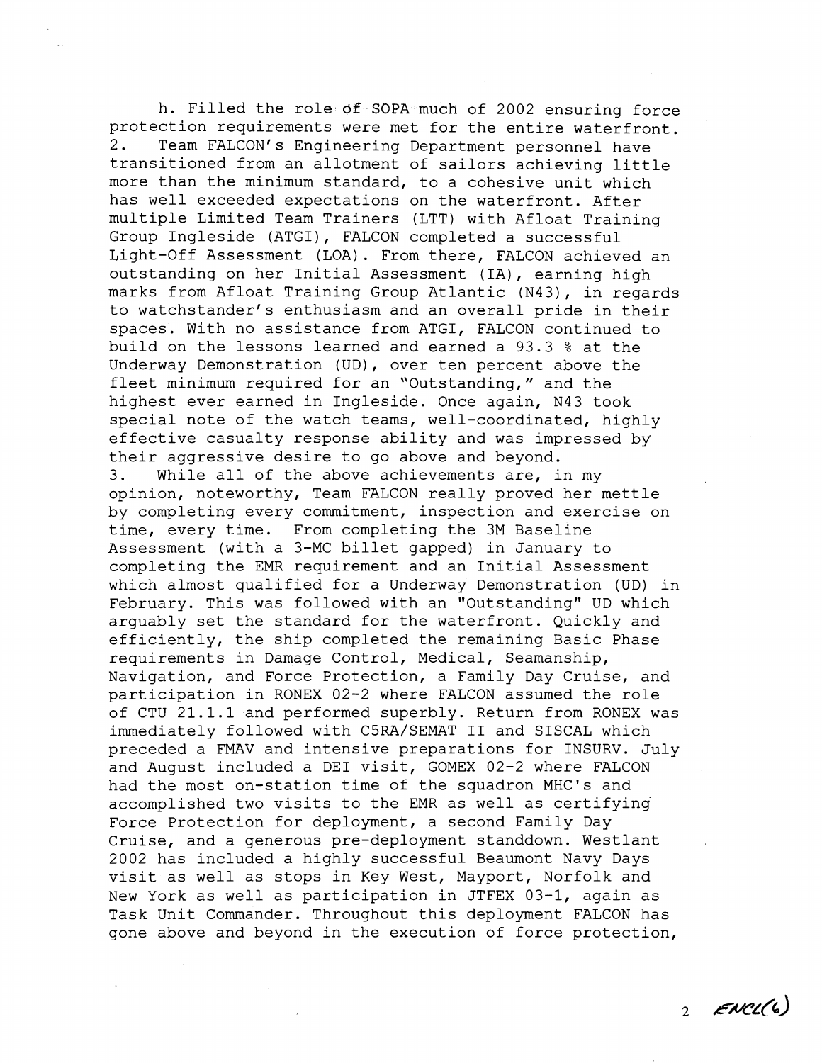h. Filled the role of SOPA much of 2002 ensuring force protection requirements were met for the entire waterfront.

2. Team FALCON's Engineering Department personnel have transitioned from an allotment of sailors achieving little more than the minimum standard, to a cohesive unit which has well exceeded expectations on the waterfront. After multiple Limited Team Trainers (LTT) with Afloat Training Group Ingleside (ATGI), FALCON completed a successful Light-Off Assessment (LOA). From there, FALCON achieved an outstanding on her Initial Assessment (IA), earning high marks from Afloat Training Group Atlantic (N43), in regards to watchstander's enthusiasm and an overall pride in their spaces. With no assistance from ATGI, FALCON continued to build on the lessons learned and earned a 93.3 % at the Underway Demonstration (UD), over ten percent above the fleet minimum required for an "Outstanding," and the highest ever earned in Ingleside. Once again, N43 took special note of the watch teams, well-coordinated, highly effective casualty response ability and was impressed by their aggressive desire to go above and beyond.

3. While all of the above achievements are, in my opinion, noteworthy, Team FALCON really proved her mettle by completing every commitment, inspection and exercise on time, every time. From completing the 3M Baseline Assessment (with a 3-MC billet gapped) in January to completing the EMR requirement and an Initial Assessment which almost qualified for a Underway Demonstration (UD) in February. This was followed with an "Outstanding" UD which arguably set the standard for the waterfront. Quickly and efficiently, the ship completed the remaining Basic Phase requirements in Damage Control, Medical, Seamanship, Navigation, and Force Protection, a Family Day Cruise, and participation in RONEX 02-2 where FALCON assumed the role of CTU 21.1.1 and performed superbly. Return from RONEX was immediately followed with C5RA/SEMAT II and SISCAL which preceded a FMAV and intensive preparations for INSURV. July and August included a DEI visit, GOMEX 02-2 where FALCON had the most on-station time of the squadron MHC's and accomplished two visits to the EMR as well as certifying Force Protection for deployment, a second Family Day Cruise, and a generous pre-deployment standdown. Westlant 2002 has included a highly successful Beaumont Navy Days visit as well as stops in Key West, Mayport, Norfolk and New York as well as participation in JTFEX 03-1, again as Task Unit Commander. Throughout this deployment FALCON has gone above and beyond in the execution of force protection,

ENCL(6)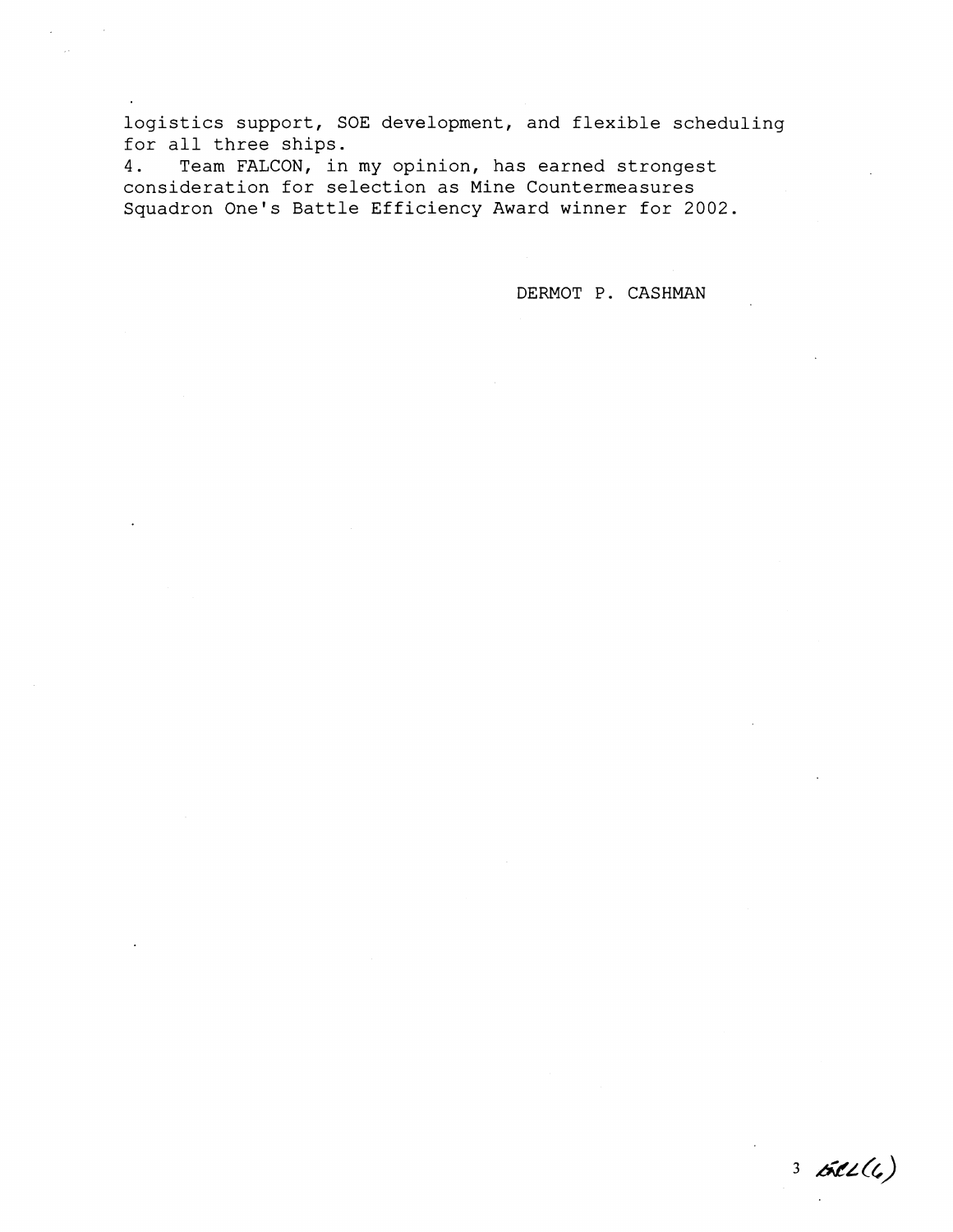logistics support, SOE development, and flexible scheduling for all three ships.

4. Team FALCON, in my opinion, has earned strongest consideration for selection as Mine Countermeasures Squadron One's Battle Efficiency Award winner for 2002.

DERMOT P. CASHMAN

3 ENCL (6)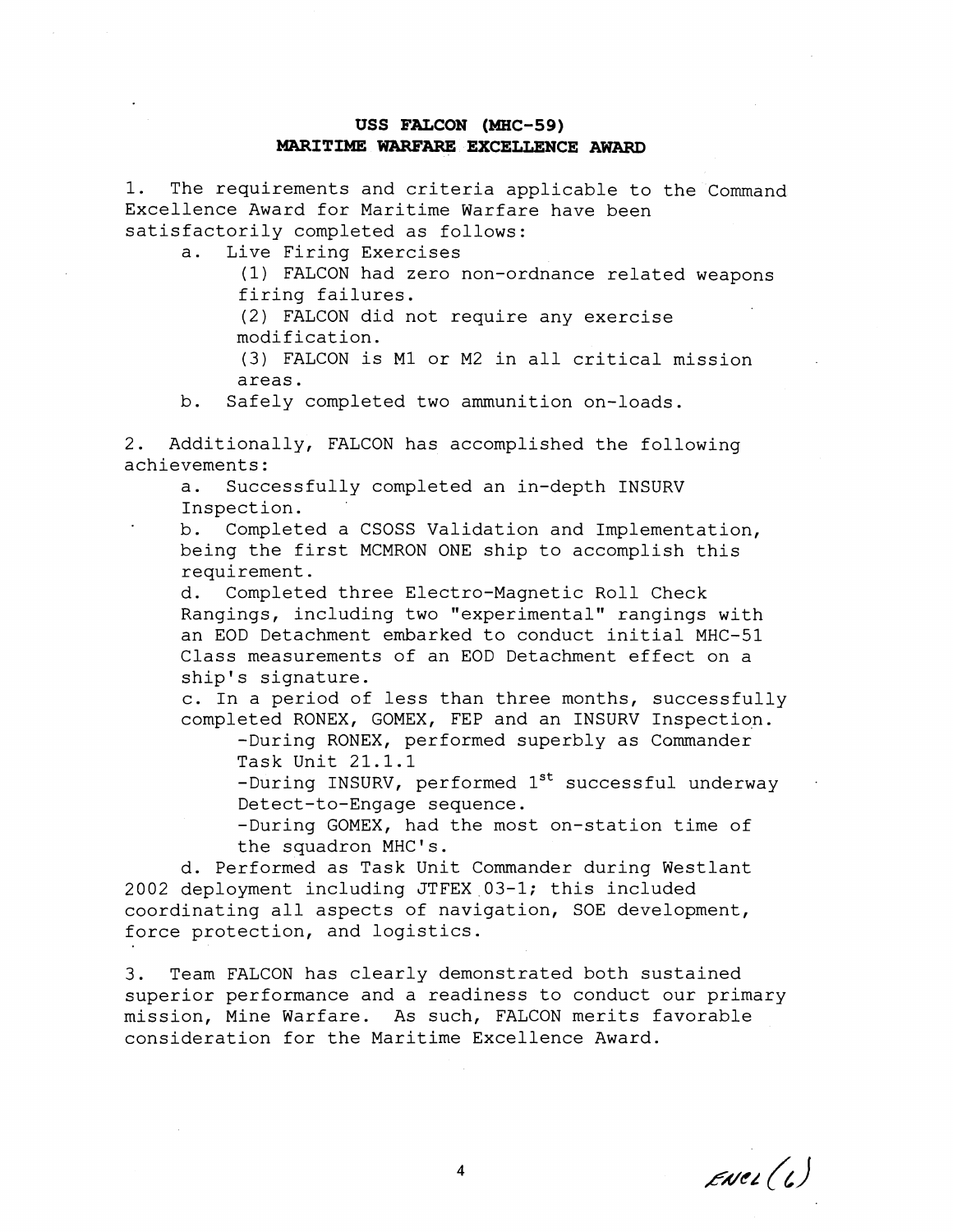**USS FALCON (MHC-59)**
**MARITIME WARFARE EXCELLENCE AWARD**

1. The requirements and criteria applicable to the Command Excellence Award for Maritime Warfare have been satisfactorily completed as follows:

   a. Live Firing Exercises

      (1) FALCON had zero non-ordnance related weapons firing failures.

      (2) FALCON did not require any exercise modification.

      (3) FALCON is M1 or M2 in all critical mission areas.

   b. Safely completed two ammunition on-loads.

2. Additionally, FALCON has accomplished the following achievements:

   a. Successfully completed an in-depth INSURV Inspection.

   b. Completed a CSOSS Validation and Implementation, being the first MCMRON ONE ship to accomplish this requirement.

   d. Completed three Electro-Magnetic Roll Check Rangings, including two "experimental" rangings with an EOD Detachment embarked to conduct initial MHC-51 Class measurements of an EOD Detachment effect on a ship's signature.

   c. In a period of less than three months, successfully completed RONEX, GOMEX, FEP and an INSURV Inspection.

      -During RONEX, performed superbly as Commander Task Unit 21.1.1

      -During INSURV, performed 1st successful underway Detect-to-Engage sequence.

      -During GOMEX, had the most on-station time of the squadron MHC's.

   d. Performed as Task Unit Commander during Westlant 2002 deployment including JTFEX 03-1; this included coordinating all aspects of navigation, SOE development, force protection, and logistics.

3. Team FALCON has clearly demonstrated both sustained superior performance and a readiness to conduct our primary mission, Mine Warfare. As such, FALCON merits favorable consideration for the Maritime Excellence Award.

ENCL (6)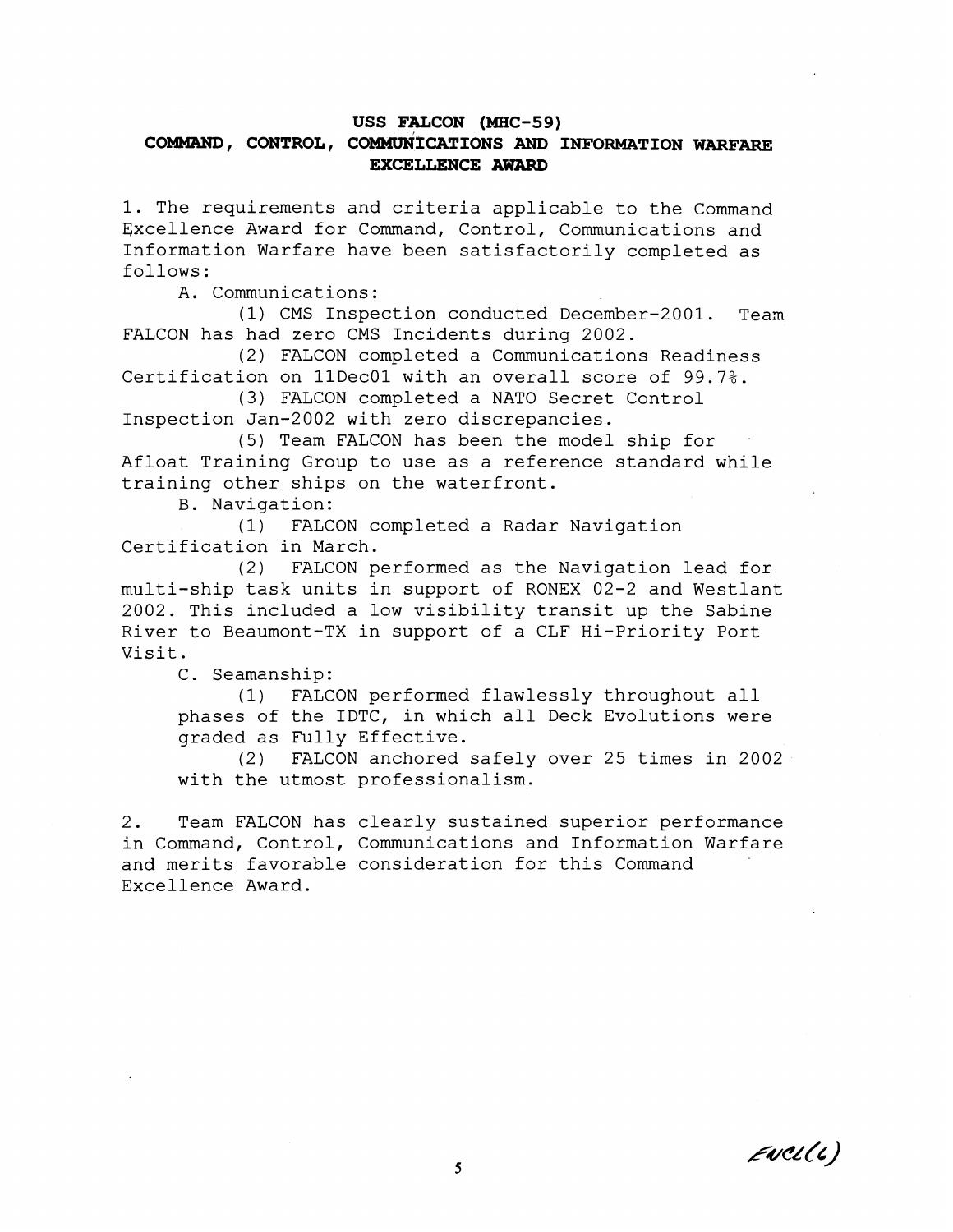**USS FALCON (MHC-59)**

**COMMAND, CONTROL, COMMUNICATIONS AND INFORMATION WARFARE EXCELLENCE AWARD**

1. The requirements and criteria applicable to the Command Excellence Award for Command, Control, Communications and Information Warfare have been satisfactorily completed as follows:

A. Communications:

(1) CMS Inspection conducted December-2001. Team FALCON has had zero CMS Incidents during 2002.

(2) FALCON completed a Communications Readiness Certification on 11Dec01 with an overall score of 99.7%.

(3) FALCON completed a NATO Secret Control Inspection Jan-2002 with zero discrepancies.

(5) Team FALCON has been the model ship for Afloat Training Group to use as a reference standard while training other ships on the waterfront.

B. Navigation:

(1) FALCON completed a Radar Navigation Certification in March.

(2) FALCON performed as the Navigation lead for multi-ship task units in support of RONEX 02-2 and Westlant 2002. This included a low visibility transit up the Sabine River to Beaumont-TX in support of a CLF Hi-Priority Port Visit.

C. Seamanship:

(1) FALCON performed flawlessly throughout all phases of the IDTC, in which all Deck Evolutions were graded as Fully Effective.

(2) FALCON anchored safely over 25 times in 2002 with the utmost professionalism.

2. Team FALCON has clearly sustained superior performance in Command, Control, Communications and Information Warfare and merits favorable consideration for this Command Excellence Award.

Encl(6)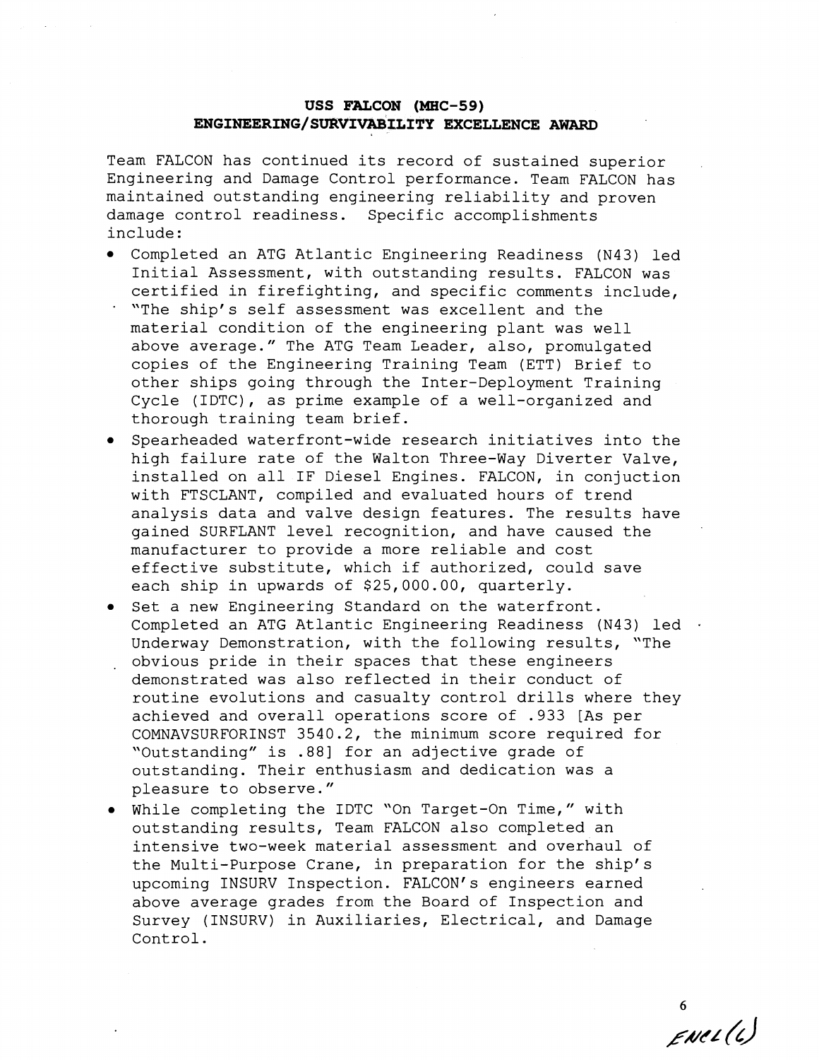**USS FALCON (MHC-59)**
**ENGINEERING/SURVIVABILITY EXCELLENCE AWARD**

Team FALCON has continued its record of sustained superior Engineering and Damage Control performance. Team FALCON has maintained outstanding engineering reliability and proven damage control readiness. Specific accomplishments include:

- Completed an ATG Atlantic Engineering Readiness (N43) led Initial Assessment, with outstanding results. FALCON was certified in firefighting, and specific comments include, "The ship's self assessment was excellent and the material condition of the engineering plant was well above average." The ATG Team Leader, also, promulgated copies of the Engineering Training Team (ETT) Brief to other ships going through the Inter-Deployment Training Cycle (IDTC), as prime example of a well-organized and thorough training team brief.
- Spearheaded waterfront-wide research initiatives into the high failure rate of the Walton Three-Way Diverter Valve, installed on all IF Diesel Engines. FALCON, in conjuction with FTSCLANT, compiled and evaluated hours of trend analysis data and valve design features. The results have gained SURFLANT level recognition, and have caused the manufacturer to provide a more reliable and cost effective substitute, which if authorized, could save each ship in upwards of $25,000.00, quarterly.
- Set a new Engineering Standard on the waterfront. Completed an ATG Atlantic Engineering Readiness (N43) led Underway Demonstration, with the following results, "The obvious pride in their spaces that these engineers demonstrated was also reflected in their conduct of routine evolutions and casualty control drills where they achieved and overall operations score of .933 [As per COMNAVSURFORINST 3540.2, the minimum score required for "Outstanding" is .88] for an adjective grade of outstanding. Their enthusiasm and dedication was a pleasure to observe."
- While completing the IDTC "On Target-On Time," with outstanding results, Team FALCON also completed an intensive two-week material assessment and overhaul of the Multi-Purpose Crane, in preparation for the ship's upcoming INSURV Inspection. FALCON's engineers earned above average grades from the Board of Inspection and Survey (INSURV) in Auxiliaries, Electrical, and Damage Control.

ENCL (6)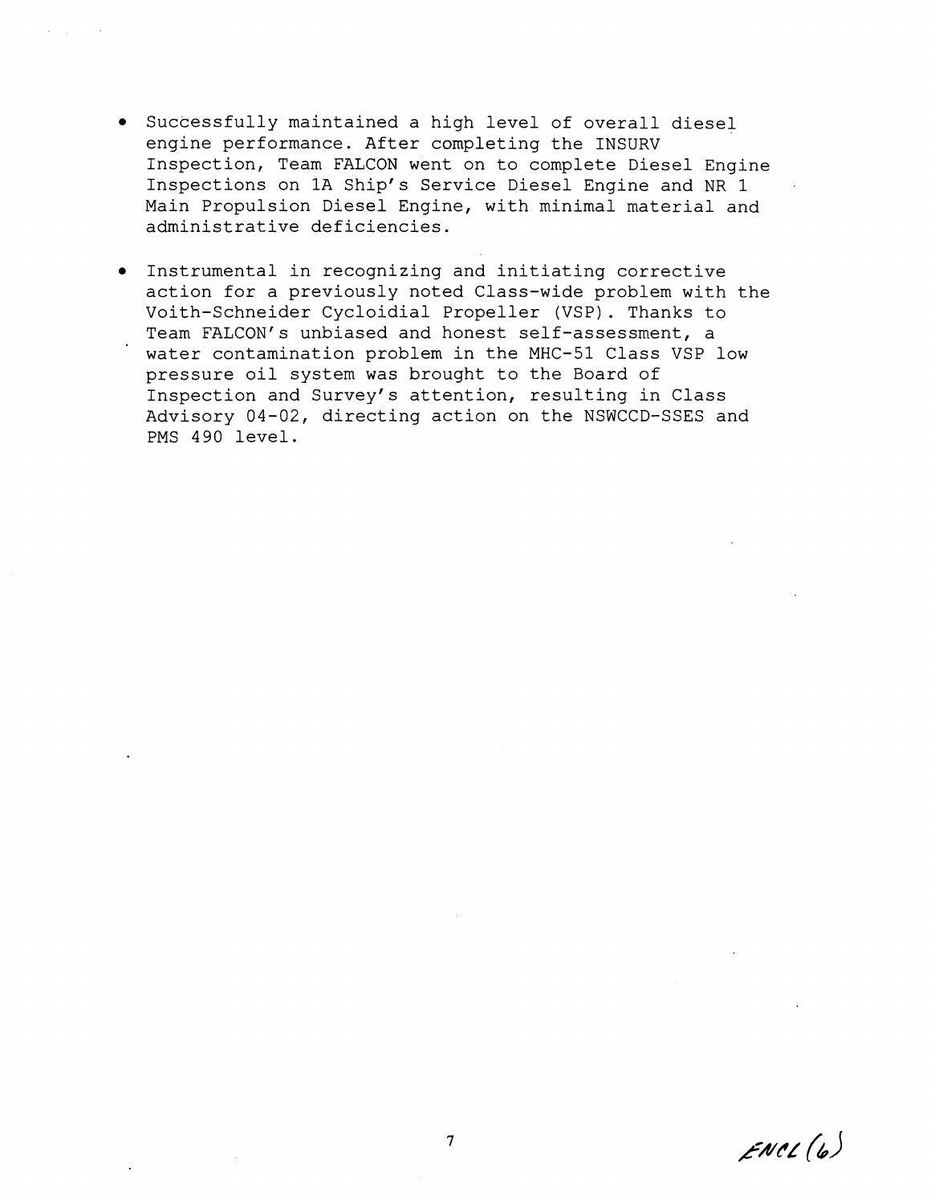- Successfully maintained a high level of overall diesel engine performance. After completing the INSURV Inspection, Team FALCON went on to complete Diesel Engine Inspections on 1A Ship's Service Diesel Engine and NR 1 Main Propulsion Diesel Engine, with minimal material and administrative deficiencies.

- Instrumental in recognizing and initiating corrective action for a previously noted Class-wide problem with the Voith-Schneider Cycloidial Propeller (VSP). Thanks to Team FALCON's unbiased and honest self-assessment, a water contamination problem in the MHC-51 Class VSP low pressure oil system was brought to the Board of Inspection and Survey's attention, resulting in Class Advisory 04-02, directing action on the NSWCCD-SSES and PMS 490 level.

ENCL (6)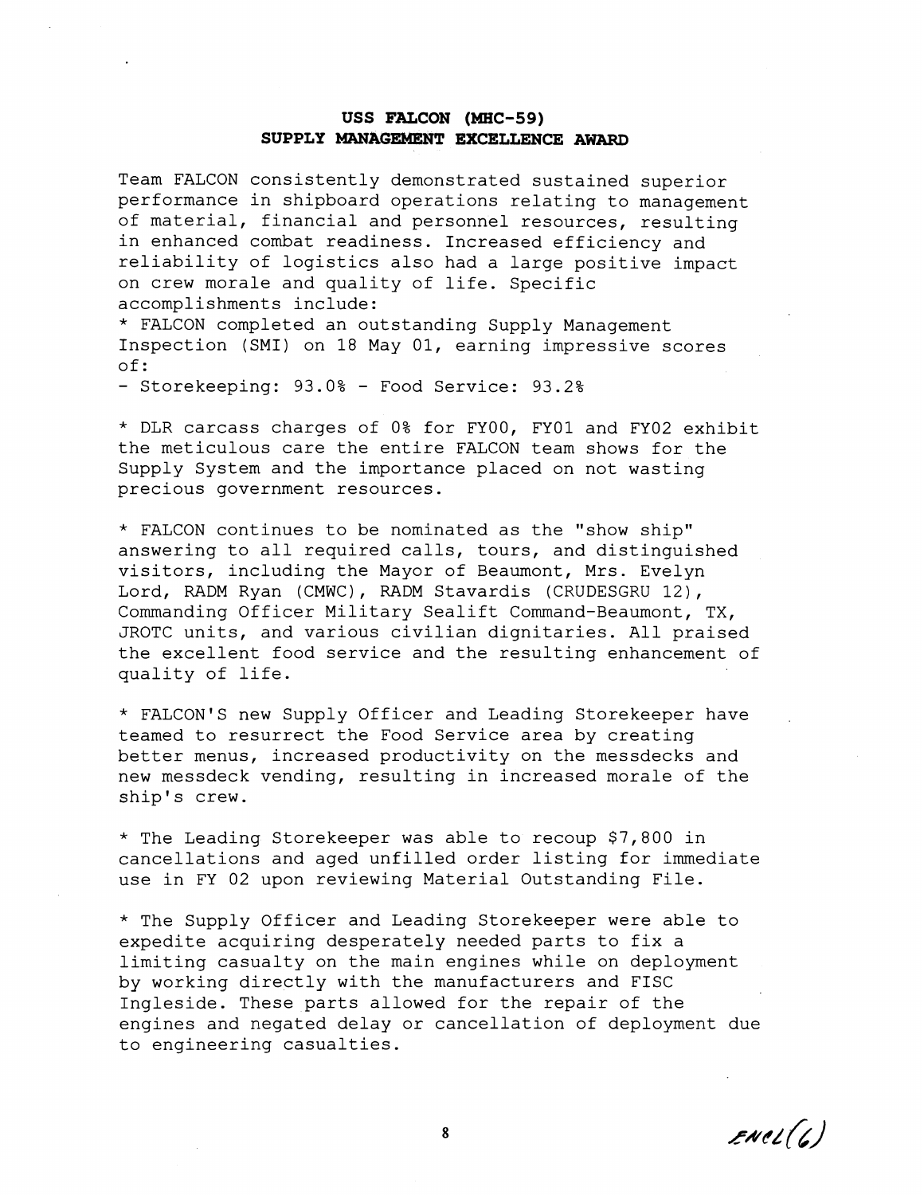**USS FALCON (MHC-59)**
**SUPPLY MANAGEMENT EXCELLENCE AWARD**

Team FALCON consistently demonstrated sustained superior performance in shipboard operations relating to management of material, financial and personnel resources, resulting in enhanced combat readiness. Increased efficiency and reliability of logistics also had a large positive impact on crew morale and quality of life. Specific accomplishments include:

* FALCON completed an outstanding Supply Management Inspection (SMI) on 18 May 01, earning impressive scores of:
- Storekeeping: 93.0% - Food Service: 93.2%

* DLR carcass charges of 0% for FY00, FY01 and FY02 exhibit the meticulous care the entire FALCON team shows for the Supply System and the importance placed on not wasting precious government resources.

* FALCON continues to be nominated as the "show ship" answering to all required calls, tours, and distinguished visitors, including the Mayor of Beaumont, Mrs. Evelyn Lord, RADM Ryan (CMWC), RADM Stavardis (CRUDESGRU 12), Commanding Officer Military Sealift Command-Beaumont, TX, JROTC units, and various civilian dignitaries. All praised the excellent food service and the resulting enhancement of quality of life.

* FALCON'S new Supply Officer and Leading Storekeeper have teamed to resurrect the Food Service area by creating better menus, increased productivity on the messdecks and new messdeck vending, resulting in increased morale of the ship's crew.

* The Leading Storekeeper was able to recoup $7,800 in cancellations and aged unfilled order listing for immediate use in FY 02 upon reviewing Material Outstanding File.

* The Supply Officer and Leading Storekeeper were able to expedite acquiring desperately needed parts to fix a limiting casualty on the main engines while on deployment by working directly with the manufacturers and FISC Ingleside. These parts allowed for the repair of the engines and negated delay or cancellation of deployment due to engineering casualties.

ENCL(6)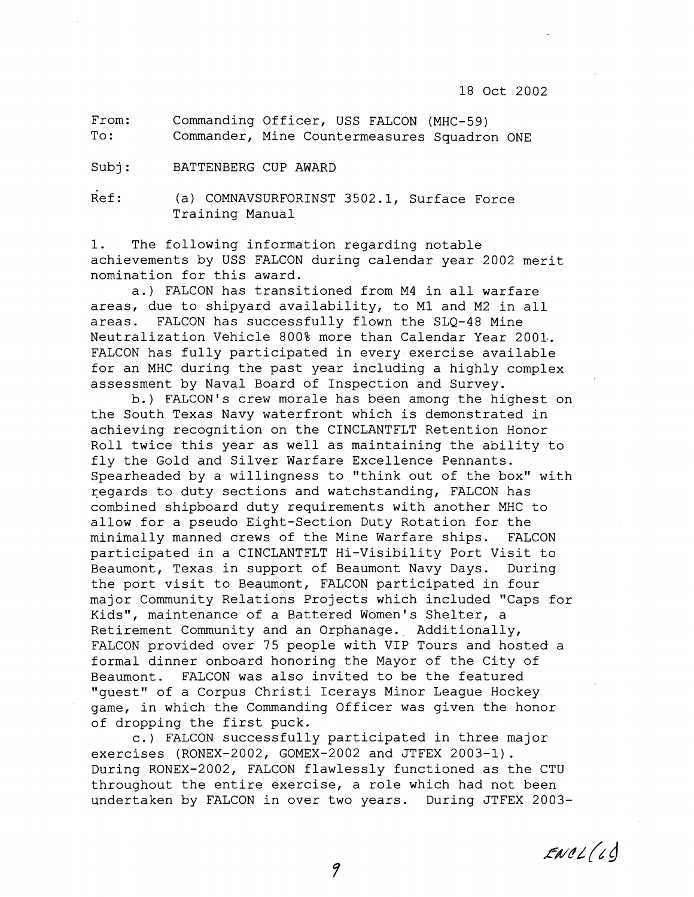18 Oct 2002

From: Commanding Officer, USS FALCON (MHC-59)
To: Commander, Mine Countermeasures Squadron ONE

Subj: BATTENBERG CUP AWARD

Ref: (a) COMNAVSURFORINST 3502.1, Surface Force Training Manual

1. The following information regarding notable achievements by USS FALCON during calendar year 2002 merit nomination for this award.

a.) FALCON has transitioned from M4 in all warfare areas, due to shipyard availability, to M1 and M2 in all areas. FALCON has successfully flown the SLQ-48 Mine Neutralization Vehicle 800% more than Calendar Year 2001. FALCON has fully participated in every exercise available for an MHC during the past year including a highly complex assessment by Naval Board of Inspection and Survey.

b.) FALCON's crew morale has been among the highest on the South Texas Navy waterfront which is demonstrated in achieving recognition on the CINCLANTFLT Retention Honor Roll twice this year as well as maintaining the ability to fly the Gold and Silver Warfare Excellence Pennants. Spearheaded by a willingness to "think out of the box" with regards to duty sections and watchstanding, FALCON has combined shipboard duty requirements with another MHC to allow for a pseudo Eight-Section Duty Rotation for the minimally manned crews of the Mine Warfare ships. FALCON participated in a CINCLANTFLT Hi-Visibility Port Visit to Beaumont, Texas in support of Beaumont Navy Days. During the port visit to Beaumont, FALCON participated in four major Community Relations Projects which included "Caps for Kids", maintenance of a Battered Women's Shelter, a Retirement Community and an Orphanage. Additionally, FALCON provided over 75 people with VIP Tours and hosted a formal dinner onboard honoring the Mayor of the City of Beaumont. FALCON was also invited to be the featured "guest" of a Corpus Christi Icerays Minor League Hockey game, in which the Commanding Officer was given the honor of dropping the first puck.

c.) FALCON successfully participated in three major exercises (RONEX-2002, GOMEX-2002 and JTFEX 2003-1). During RONEX-2002, FALCON flawlessly functioned as the CTU throughout the entire exercise, a role which had not been undertaken by FALCON in over two years. During JTFEX 2003-

ENCL (1d)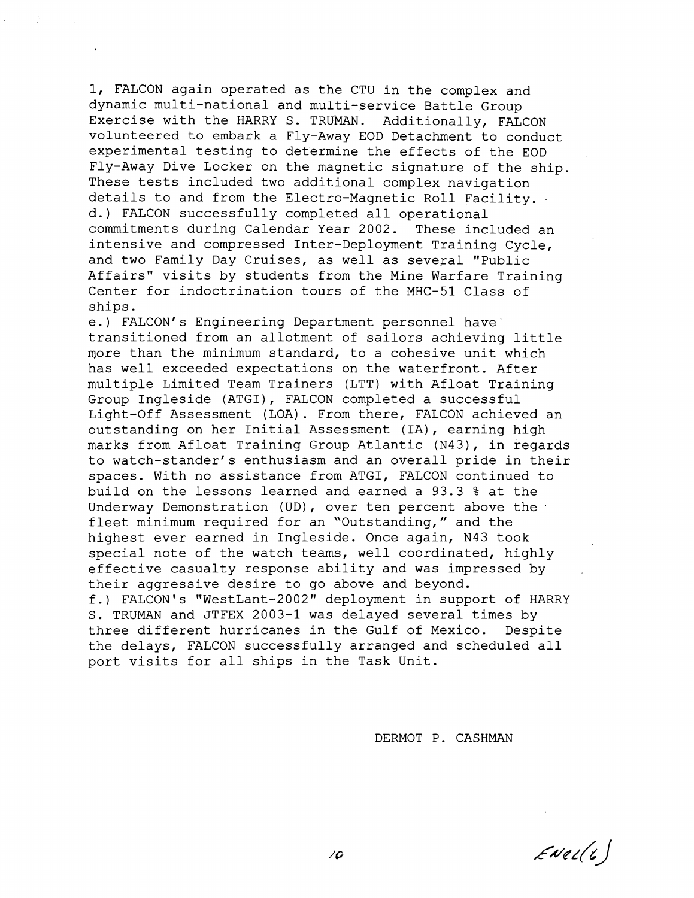1, FALCON again operated as the CTU in the complex and dynamic multi-national and multi-service Battle Group Exercise with the HARRY S. TRUMAN. Additionally, FALCON volunteered to embark a Fly-Away EOD Detachment to conduct experimental testing to determine the effects of the EOD Fly-Away Dive Locker on the magnetic signature of the ship. These tests included two additional complex navigation details to and from the Electro-Magnetic Roll Facility.

d.) FALCON successfully completed all operational commitments during Calendar Year 2002. These included an intensive and compressed Inter-Deployment Training Cycle, and two Family Day Cruises, as well as several "Public Affairs" visits by students from the Mine Warfare Training Center for indoctrination tours of the MHC-51 Class of ships.

e.) FALCON's Engineering Department personnel have transitioned from an allotment of sailors achieving little more than the minimum standard, to a cohesive unit which has well exceeded expectations on the waterfront. After multiple Limited Team Trainers (LTT) with Afloat Training Group Ingleside (ATGI), FALCON completed a successful Light-Off Assessment (LOA). From there, FALCON achieved an outstanding on her Initial Assessment (IA), earning high marks from Afloat Training Group Atlantic (N43), in regards to watch-stander's enthusiasm and an overall pride in their spaces. With no assistance from ATGI, FALCON continued to build on the lessons learned and earned a 93.3 % at the Underway Demonstration (UD), over ten percent above the fleet minimum required for an "Outstanding," and the highest ever earned in Ingleside. Once again, N43 took special note of the watch teams, well coordinated, highly effective casualty response ability and was impressed by their aggressive desire to go above and beyond.

f.) FALCON's "WestLant-2002" deployment in support of HARRY S. TRUMAN and JTFEX 2003-1 was delayed several times by three different hurricanes in the Gulf of Mexico. Despite the delays, FALCON successfully arranged and scheduled all port visits for all ships in the Task Unit.

DERMOT P. CASHMAN

ENCL(6)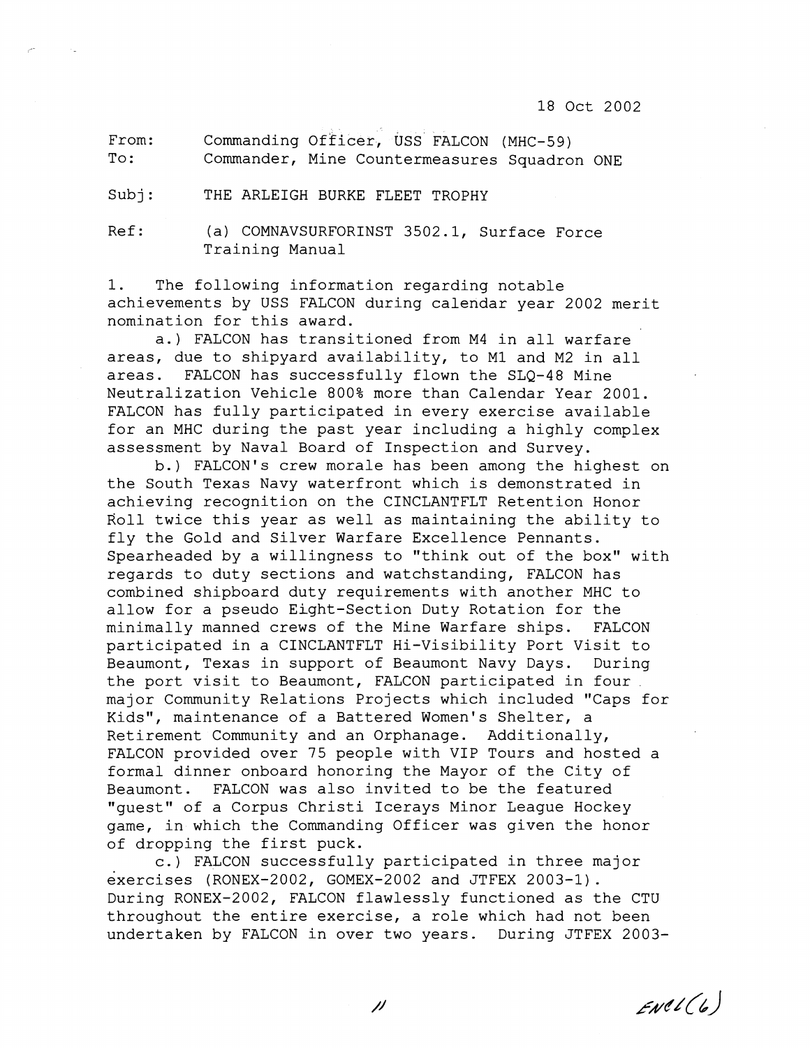18 Oct 2002

From: Commanding Officer, USS FALCON (MHC-59)
To: Commander, Mine Countermeasures Squadron ONE

Subj: THE ARLEIGH BURKE FLEET TROPHY

Ref: (a) COMNAVSURFORINST 3502.1, Surface Force Training Manual

1. The following information regarding notable achievements by USS FALCON during calendar year 2002 merit nomination for this award.

a.) FALCON has transitioned from M4 in all warfare areas, due to shipyard availability, to M1 and M2 in all areas. FALCON has successfully flown the SLQ-48 Mine Neutralization Vehicle 800% more than Calendar Year 2001. FALCON has fully participated in every exercise available for an MHC during the past year including a highly complex assessment by Naval Board of Inspection and Survey.

b.) FALCON's crew morale has been among the highest on the South Texas Navy waterfront which is demonstrated in achieving recognition on the CINCLANTFLT Retention Honor Roll twice this year as well as maintaining the ability to fly the Gold and Silver Warfare Excellence Pennants. Spearheaded by a willingness to "think out of the box" with regards to duty sections and watchstanding, FALCON has combined shipboard duty requirements with another MHC to allow for a pseudo Eight-Section Duty Rotation for the minimally manned crews of the Mine Warfare ships. FALCON participated in a CINCLANTFLT Hi-Visibility Port Visit to Beaumont, Texas in support of Beaumont Navy Days. During the port visit to Beaumont, FALCON participated in four major Community Relations Projects which included "Caps for Kids", maintenance of a Battered Women's Shelter, a Retirement Community and an Orphanage. Additionally, FALCON provided over 75 people with VIP Tours and hosted a formal dinner onboard honoring the Mayor of the City of Beaumont. FALCON was also invited to be the featured "guest" of a Corpus Christi Icerays Minor League Hockey game, in which the Commanding Officer was given the honor of dropping the first puck.

c.) FALCON successfully participated in three major exercises (RONEX-2002, GOMEX-2002 and JTFEX 2003-1). During RONEX-2002, FALCON flawlessly functioned as the CTU throughout the entire exercise, a role which had not been undertaken by FALCON in over two years. During JTFEX 2003-

ENCL (6)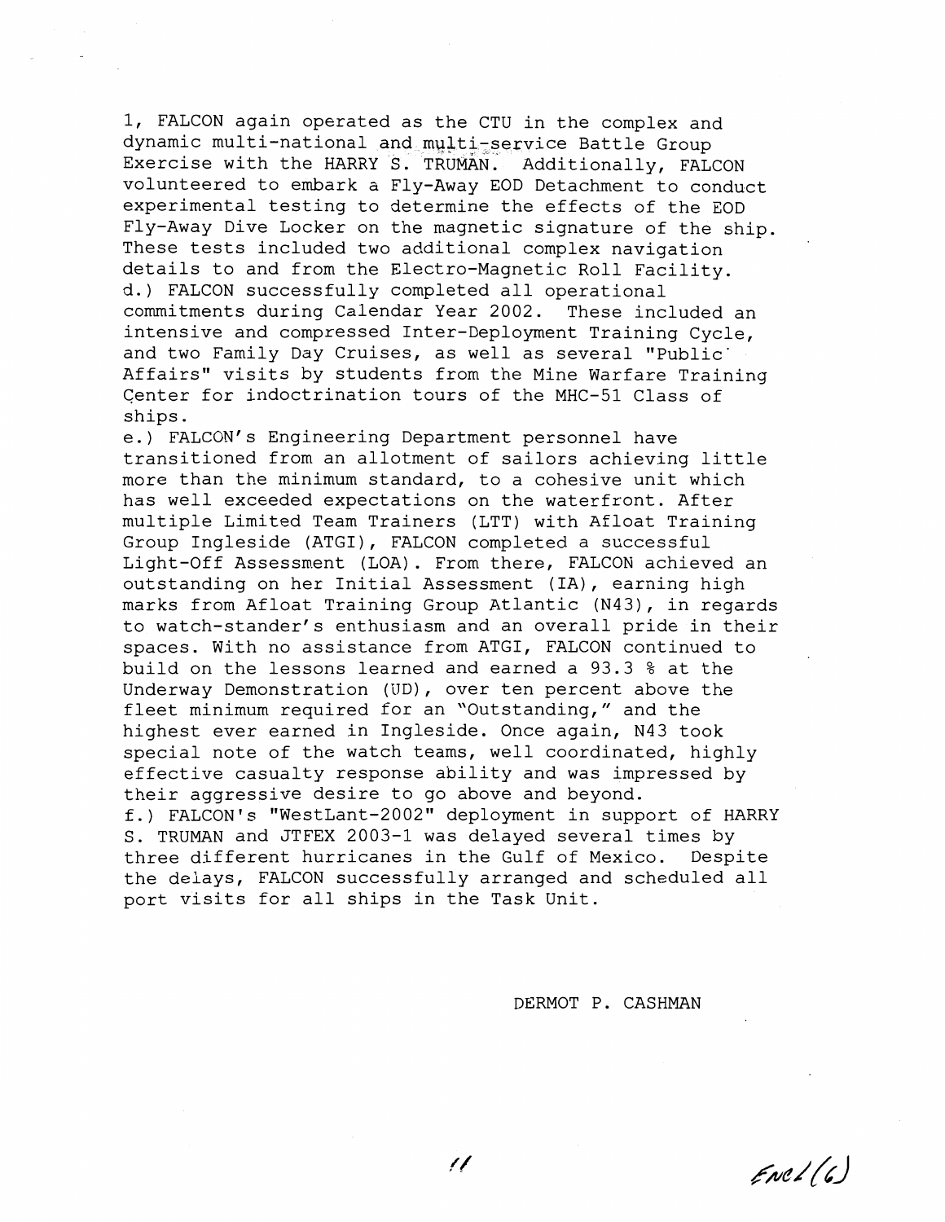1, FALCON again operated as the CTU in the complex and dynamic multi-national and multi-service Battle Group Exercise with the HARRY S. TRUMAN. Additionally, FALCON volunteered to embark a Fly-Away EOD Detachment to conduct experimental testing to determine the effects of the EOD Fly-Away Dive Locker on the magnetic signature of the ship. These tests included two additional complex navigation details to and from the Electro-Magnetic Roll Facility.

d.) FALCON successfully completed all operational commitments during Calendar Year 2002. These included an intensive and compressed Inter-Deployment Training Cycle, and two Family Day Cruises, as well as several "Public Affairs" visits by students from the Mine Warfare Training Center for indoctrination tours of the MHC-51 Class of ships.

e.) FALCON's Engineering Department personnel have transitioned from an allotment of sailors achieving little more than the minimum standard, to a cohesive unit which has well exceeded expectations on the waterfront. After multiple Limited Team Trainers (LTT) with Afloat Training Group Ingleside (ATGI), FALCON completed a successful Light-Off Assessment (LOA). From there, FALCON achieved an outstanding on her Initial Assessment (IA), earning high marks from Afloat Training Group Atlantic (N43), in regards to watch-stander's enthusiasm and an overall pride in their spaces. With no assistance from ATGI, FALCON continued to build on the lessons learned and earned a 93.3 % at the Underway Demonstration (UD), over ten percent above the fleet minimum required for an "Outstanding," and the highest ever earned in Ingleside. Once again, N43 took special note of the watch teams, well coordinated, highly effective casualty response ability and was impressed by their aggressive desire to go above and beyond.

f.) FALCON's "WestLant-2002" deployment in support of HARRY S. TRUMAN and JTFEX 2003-1 was delayed several times by three different hurricanes in the Gulf of Mexico. Despite the delays, FALCON successfully arranged and scheduled all port visits for all ships in the Task Unit.

DERMOT P. CASHMAN

Encl (6)